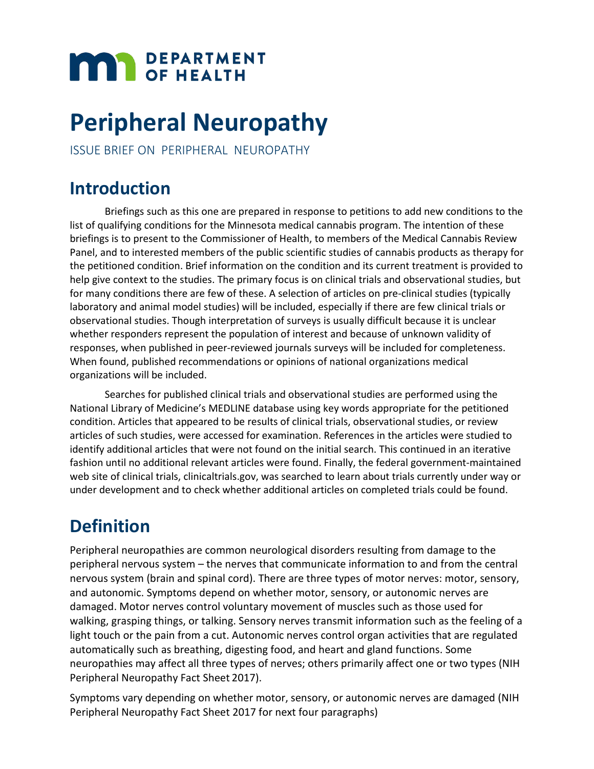DEPARTMENT OF HEALTH

# Peripheral Neuropathy

ISSUE BRIEF ON PERIPHERAL NEUROPATHY

## Introduction

Briefings such as this one are prepared in response to petitions to add new conditions to the list of qualifying conditions for the Minnesota medical cannabis program. The intention of these briefings is to present to the Commissioner of Health, to members of the Medical Cannabis Review Panel, and to interested members of the public scientific studies of cannabis products as therapy for the petitioned condition. Brief information on the condition and its current treatment is provided to help give context to the studies. The primary focus is on clinical trials and observational studies, but for many conditions there are few of these. A selection of articles on pre-clinical studies (typically laboratory and animal model studies) will be included, especially if there are few clinical trials or observational studies. Though interpretation of surveys is usually difficult because it is unclear whether responders represent the population of interest and because of unknown validity of responses, when published in peer-reviewed journals surveys will be included for completeness. When found, published recommendations or opinions of national organizations medical organizations will be included.

Searches for published clinical trials and observational studies are performed using the National Library of Medicine's MEDLINE database using key words appropriate for the petitioned condition. Articles that appeared to be results of clinical trials, observational studies, or review articles of such studies, were accessed for examination. References in the articles were studied to identify additional articles that were not found on the initial search. This continued in an iterative fashion until no additional relevant articles were found. Finally, the federal government-maintained web site of clinical trials, clinicaltrials.gov, was searched to learn about trials currently under way or under development and to check whether additional articles on completed trials could be found.

## Definition

Peripheral neuropathies are common neurological disorders resulting from damage to the peripheral nervous system – the nerves that communicate information to and from the central nervous system (brain and spinal cord). There are three types of motor nerves: motor, sensory, and autonomic. Symptoms depend on whether motor, sensory, or autonomic nerves are damaged. Motor nerves control voluntary movement of muscles such as those used for walking, grasping things, or talking. Sensory nerves transmit information such as the feeling of a light touch or the pain from a cut. Autonomic nerves control organ activities that are regulated automatically such as breathing, digesting food, and heart and gland functions. Some neuropathies may affect all three types of nerves; others primarily affect one or two types (NIH Peripheral Neuropathy Fact Sheet 2017).

Symptoms vary depending on whether motor, sensory, or autonomic nerves are damaged (NIH Peripheral Neuropathy Fact Sheet 2017 for next four paragraphs)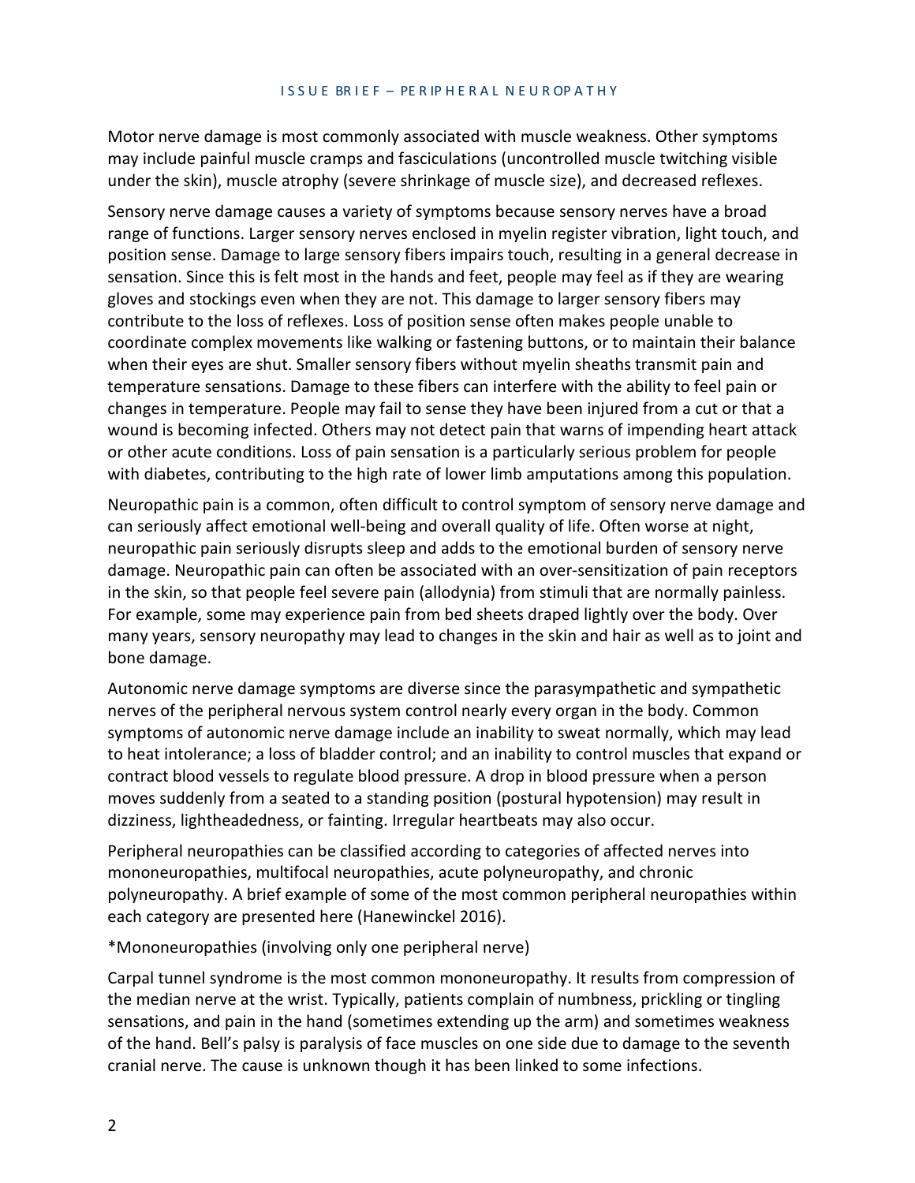Motor nerve damage is most commonly associated with muscle weakness. Other symptoms may include painful muscle cramps and fasciculations (uncontrolled muscle twitching visible under the skin), muscle atrophy (severe shrinkage of muscle size), and decreased reflexes.

Sensory nerve damage causes a variety of symptoms because sensory nerves have a broad range of functions. Larger sensory nerves enclosed in myelin register vibration, light touch, and position sense. Damage to large sensory fibers impairs touch, resulting in a general decrease in sensation. Since this is felt most in the hands and feet, people may feel as if they are wearing gloves and stockings even when they are not. This damage to larger sensory fibers may contribute to the loss of reflexes. Loss of position sense often makes people unable to coordinate complex movements like walking or fastening buttons, or to maintain their balance when their eyes are shut. Smaller sensory fibers without myelin sheaths transmit pain and temperature sensations. Damage to these fibers can interfere with the ability to feel pain or changes in temperature. People may fail to sense they have been injured from a cut or that a wound is becoming infected. Others may not detect pain that warns of impending heart attack or other acute conditions. Loss of pain sensation is a particularly serious problem for people with diabetes, contributing to the high rate of lower limb amputations among this population.

Neuropathic pain is a common, often difficult to control symptom of sensory nerve damage and can seriously affect emotional well-being and overall quality of life. Often worse at night, neuropathic pain seriously disrupts sleep and adds to the emotional burden of sensory nerve damage. Neuropathic pain can often be associated with an over-sensitization of pain receptors in the skin, so that people feel severe pain (allodynia) from stimuli that are normally painless. For example, some may experience pain from bed sheets draped lightly over the body. Over many years, sensory neuropathy may lead to changes in the skin and hair as well as to joint and bone damage.

Autonomic nerve damage symptoms are diverse since the parasympathetic and sympathetic nerves of the peripheral nervous system control nearly every organ in the body. Common symptoms of autonomic nerve damage include an inability to sweat normally, which may lead to heat intolerance; a loss of bladder control; and an inability to control muscles that expand or contract blood vessels to regulate blood pressure. A drop in blood pressure when a person moves suddenly from a seated to a standing position (postural hypotension) may result in dizziness, lightheadedness, or fainting. Irregular heartbeats may also occur.

Peripheral neuropathies can be classified according to categories of affected nerves into mononeuropathies, multifocal neuropathies, acute polyneuropathy, and chronic polyneuropathy. A brief example of some of the most common peripheral neuropathies within each category are presented here (Hanewinckel 2016).

*Mononeuropathies (involving only one peripheral nerve)

Carpal tunnel syndrome is the most common mononeuropathy. It results from compression of the median nerve at the wrist. Typically, patients complain of numbness, prickling or tingling sensations, and pain in the hand (sometimes extending up the arm) and sometimes weakness of the hand. Bell's palsy is paralysis of face muscles on one side due to damage to the seventh cranial nerve. The cause is unknown though it has been linked to some infections.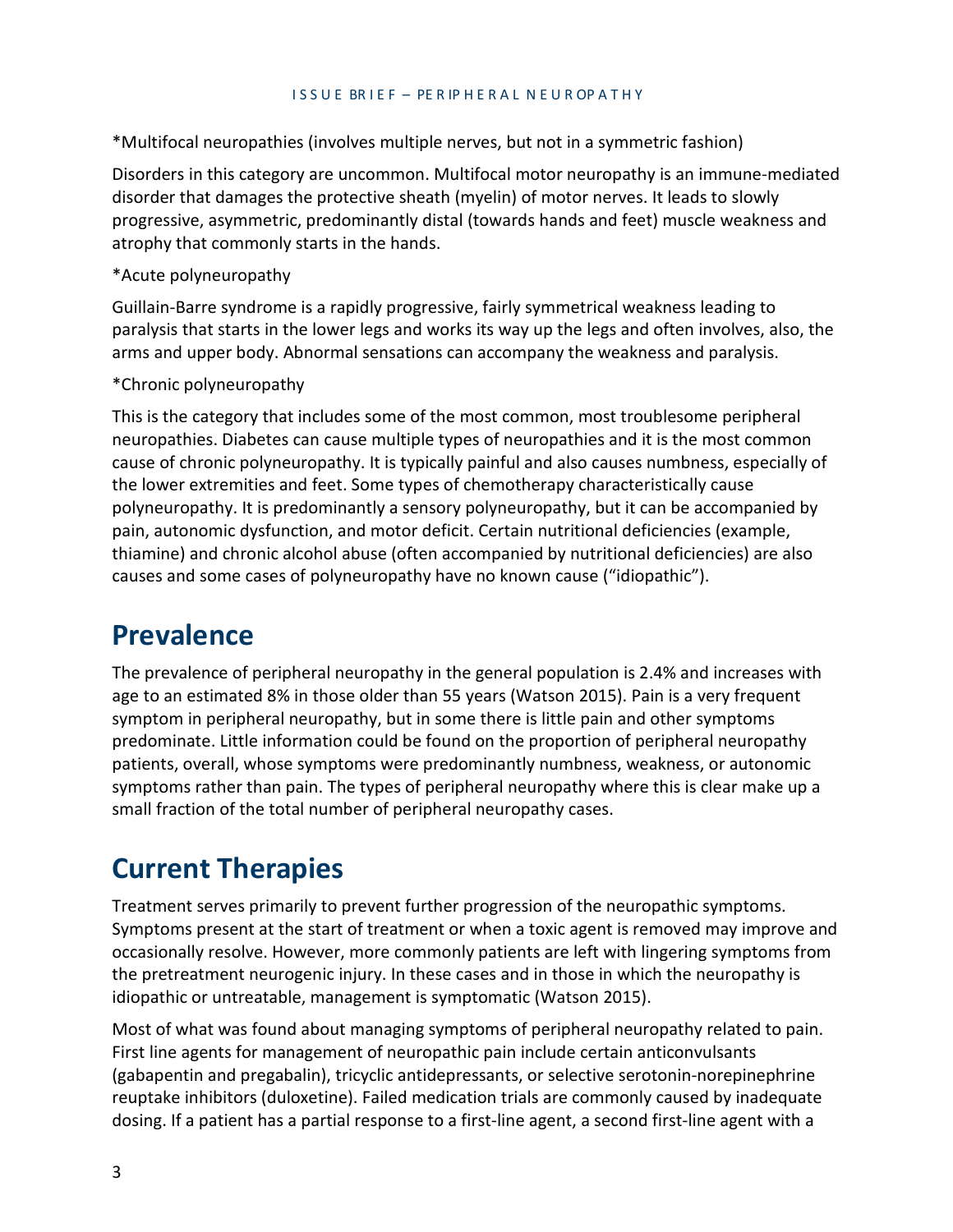*Multifocal neuropathies (involves multiple nerves, but not in a symmetric fashion)

Disorders in this category are uncommon. Multifocal motor neuropathy is an immune-mediated disorder that damages the protective sheath (myelin) of motor nerves. It leads to slowly progressive, asymmetric, predominantly distal (towards hands and feet) muscle weakness and atrophy that commonly starts in the hands.

*Acute polyneuropathy

Guillain-Barre syndrome is a rapidly progressive, fairly symmetrical weakness leading to paralysis that starts in the lower legs and works its way up the legs and often involves, also, the arms and upper body. Abnormal sensations can accompany the weakness and paralysis.

*Chronic polyneuropathy

This is the category that includes some of the most common, most troublesome peripheral neuropathies. Diabetes can cause multiple types of neuropathies and it is the most common cause of chronic polyneuropathy. It is typically painful and also causes numbness, especially of the lower extremities and feet. Some types of chemotherapy characteristically cause polyneuropathy. It is predominantly a sensory polyneuropathy, but it can be accompanied by pain, autonomic dysfunction, and motor deficit. Certain nutritional deficiencies (example, thiamine) and chronic alcohol abuse (often accompanied by nutritional deficiencies) are also causes and some cases of polyneuropathy have no known cause ("idiopathic").

# Prevalence

The prevalence of peripheral neuropathy in the general population is 2.4% and increases with age to an estimated 8% in those older than 55 years (Watson 2015). Pain is a very frequent symptom in peripheral neuropathy, but in some there is little pain and other symptoms predominate. Little information could be found on the proportion of peripheral neuropathy patients, overall, whose symptoms were predominantly numbness, weakness, or autonomic symptoms rather than pain. The types of peripheral neuropathy where this is clear make up a small fraction of the total number of peripheral neuropathy cases.

# Current Therapies

Treatment serves primarily to prevent further progression of the neuropathic symptoms. Symptoms present at the start of treatment or when a toxic agent is removed may improve and occasionally resolve. However, more commonly patients are left with lingering symptoms from the pretreatment neurogenic injury. In these cases and in those in which the neuropathy is idiopathic or untreatable, management is symptomatic (Watson 2015).

Most of what was found about managing symptoms of peripheral neuropathy related to pain. First line agents for management of neuropathic pain include certain anticonvulsants (gabapentin and pregabalin), tricyclic antidepressants, or selective serotonin-norepinephrine reuptake inhibitors (duloxetine). Failed medication trials are commonly caused by inadequate dosing. If a patient has a partial response to a first-line agent, a second first-line agent with a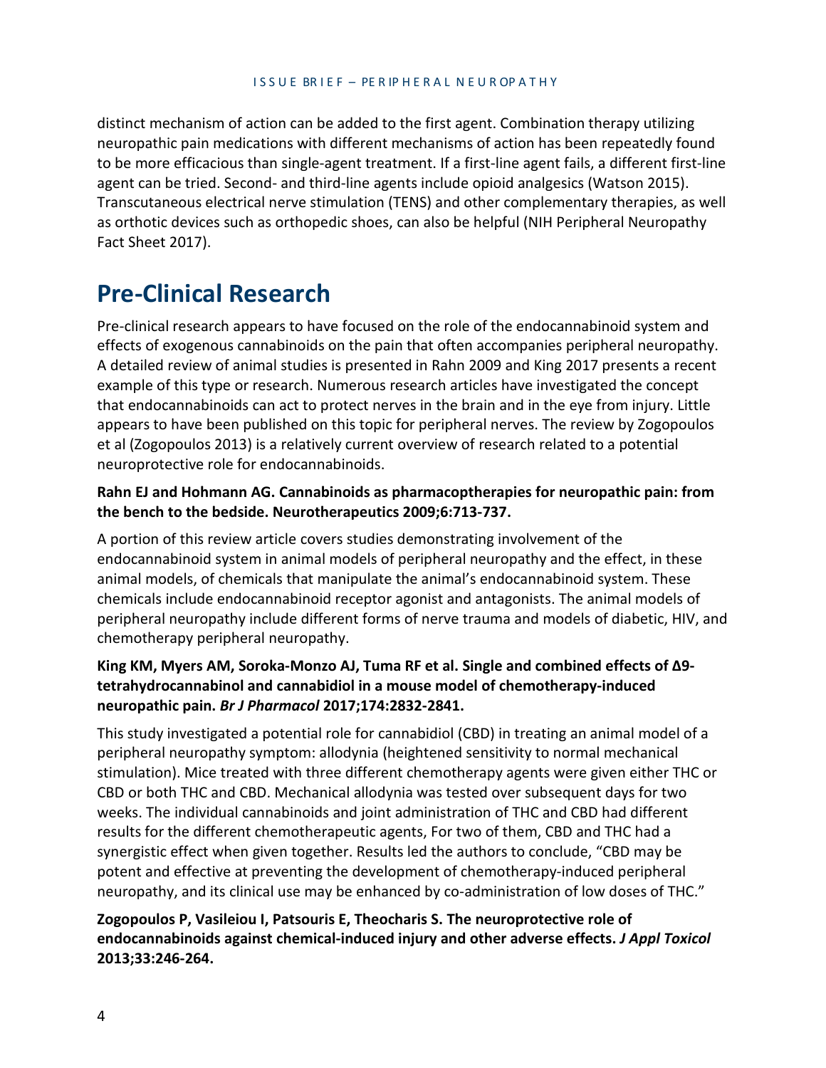distinct mechanism of action can be added to the first agent. Combination therapy utilizing neuropathic pain medications with different mechanisms of action has been repeatedly found to be more efficacious than single-agent treatment. If a first-line agent fails, a different first-line agent can be tried. Second- and third-line agents include opioid analgesics (Watson 2015). Transcutaneous electrical nerve stimulation (TENS) and other complementary therapies, as well as orthotic devices such as orthopedic shoes, can also be helpful (NIH Peripheral Neuropathy Fact Sheet 2017).

# Pre-Clinical Research

Pre-clinical research appears to have focused on the role of the endocannabinoid system and effects of exogenous cannabinoids on the pain that often accompanies peripheral neuropathy. A detailed review of animal studies is presented in Rahn 2009 and King 2017 presents a recent example of this type or research. Numerous research articles have investigated the concept that endocannabinoids can act to protect nerves in the brain and in the eye from injury. Little appears to have been published on this topic for peripheral nerves. The review by Zogopoulos et al (Zogopoulos 2013) is a relatively current overview of research related to a potential neuroprotective role for endocannabinoids.

**Rahn EJ and Hohmann AG. Cannabinoids as pharmacoptherapies for neuropathic pain: from the bench to the bedside. Neurotherapeutics 2009;6:713-737.**

A portion of this review article covers studies demonstrating involvement of the endocannabinoid system in animal models of peripheral neuropathy and the effect, in these animal models, of chemicals that manipulate the animal's endocannabinoid system. These chemicals include endocannabinoid receptor agonist and antagonists. The animal models of peripheral neuropathy include different forms of nerve trauma and models of diabetic, HIV, and chemotherapy peripheral neuropathy.

**King KM, Myers AM, Soroka-Monzo AJ, Tuma RF et al. Single and combined effects of Δ9-tetrahydrocannabinol and cannabidiol in a mouse model of chemotherapy-induced neuropathic pain. *Br J Pharmacol* 2017;174:2832-2841.**

This study investigated a potential role for cannabidiol (CBD) in treating an animal model of a peripheral neuropathy symptom: allodynia (heightened sensitivity to normal mechanical stimulation). Mice treated with three different chemotherapy agents were given either THC or CBD or both THC and CBD. Mechanical allodynia was tested over subsequent days for two weeks. The individual cannabinoids and joint administration of THC and CBD had different results for the different chemotherapeutic agents, For two of them, CBD and THC had a synergistic effect when given together. Results led the authors to conclude, "CBD may be potent and effective at preventing the development of chemotherapy-induced peripheral neuropathy, and its clinical use may be enhanced by co-administration of low doses of THC."

**Zogopoulos P, Vasileiou I, Patsouris E, Theocharis S. The neuroprotective role of endocannabinoids against chemical-induced injury and other adverse effects. *J Appl Toxicol* 2013;33:246-264.**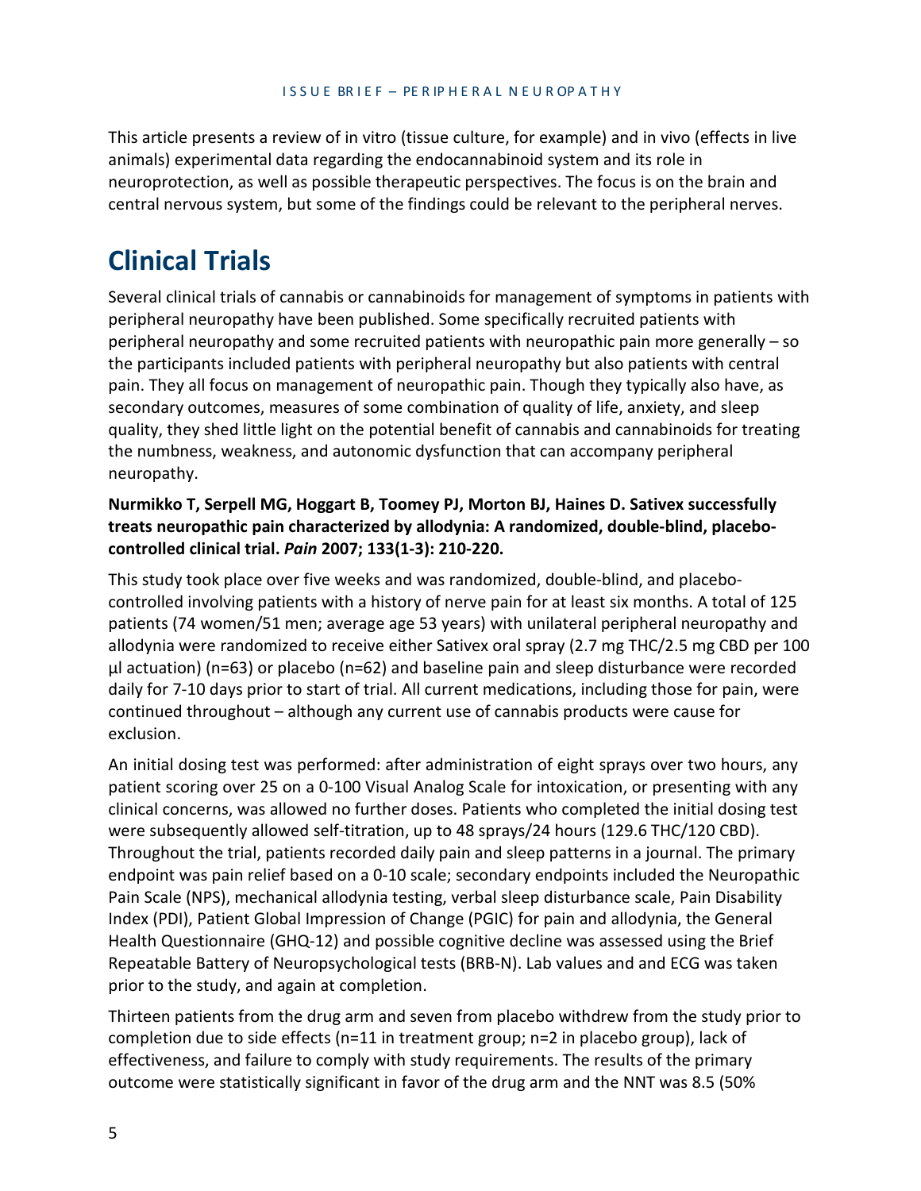This article presents a review of in vitro (tissue culture, for example) and in vivo (effects in live animals) experimental data regarding the endocannabinoid system and its role in neuroprotection, as well as possible therapeutic perspectives. The focus is on the brain and central nervous system, but some of the findings could be relevant to the peripheral nerves.

# Clinical Trials

Several clinical trials of cannabis or cannabinoids for management of symptoms in patients with peripheral neuropathy have been published. Some specifically recruited patients with peripheral neuropathy and some recruited patients with neuropathic pain more generally – so the participants included patients with peripheral neuropathy but also patients with central pain. They all focus on management of neuropathic pain. Though they typically also have, as secondary outcomes, measures of some combination of quality of life, anxiety, and sleep quality, they shed little light on the potential benefit of cannabis and cannabinoids for treating the numbness, weakness, and autonomic dysfunction that can accompany peripheral neuropathy.

**Nurmikko T, Serpell MG, Hoggart B, Toomey PJ, Morton BJ, Haines D. Sativex successfully treats neuropathic pain characterized by allodynia: A randomized, double-blind, placebo-controlled clinical trial. *Pain* 2007; 133(1-3): 210-220.**

This study took place over five weeks and was randomized, double-blind, and placebo-controlled involving patients with a history of nerve pain for at least six months. A total of 125 patients (74 women/51 men; average age 53 years) with unilateral peripheral neuropathy and allodynia were randomized to receive either Sativex oral spray (2.7 mg THC/2.5 mg CBD per 100 µl actuation) (n=63) or placebo (n=62) and baseline pain and sleep disturbance were recorded daily for 7-10 days prior to start of trial. All current medications, including those for pain, were continued throughout – although any current use of cannabis products were cause for exclusion.

An initial dosing test was performed: after administration of eight sprays over two hours, any patient scoring over 25 on a 0-100 Visual Analog Scale for intoxication, or presenting with any clinical concerns, was allowed no further doses. Patients who completed the initial dosing test were subsequently allowed self-titration, up to 48 sprays/24 hours (129.6 THC/120 CBD). Throughout the trial, patients recorded daily pain and sleep patterns in a journal. The primary endpoint was pain relief based on a 0-10 scale; secondary endpoints included the Neuropathic Pain Scale (NPS), mechanical allodynia testing, verbal sleep disturbance scale, Pain Disability Index (PDI), Patient Global Impression of Change (PGIC) for pain and allodynia, the General Health Questionnaire (GHQ-12) and possible cognitive decline was assessed using the Brief Repeatable Battery of Neuropsychological tests (BRB-N). Lab values and and ECG was taken prior to the study, and again at completion.

Thirteen patients from the drug arm and seven from placebo withdrew from the study prior to completion due to side effects (n=11 in treatment group; n=2 in placebo group), lack of effectiveness, and failure to comply with study requirements. The results of the primary outcome were statistically significant in favor of the drug arm and the NNT was 8.5 (50%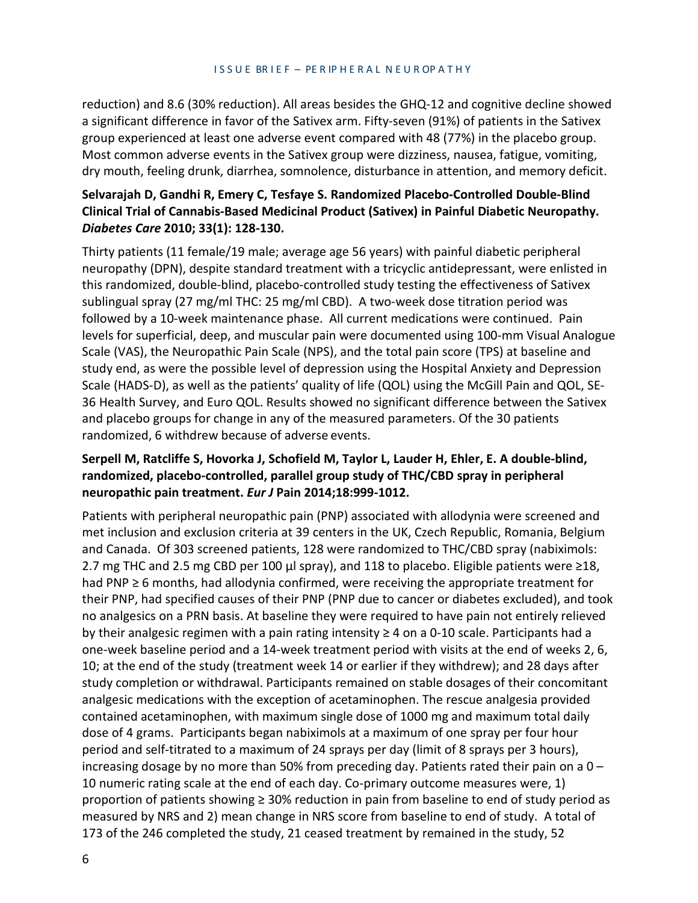reduction) and 8.6 (30% reduction). All areas besides the GHQ-12 and cognitive decline showed a significant difference in favor of the Sativex arm. Fifty-seven (91%) of patients in the Sativex group experienced at least one adverse event compared with 48 (77%) in the placebo group. Most common adverse events in the Sativex group were dizziness, nausea, fatigue, vomiting, dry mouth, feeling drunk, diarrhea, somnolence, disturbance in attention, and memory deficit.

**Selvarajah D, Gandhi R, Emery C, Tesfaye S. Randomized Placebo-Controlled Double-Blind Clinical Trial of Cannabis-Based Medicinal Product (Sativex) in Painful Diabetic Neuropathy. *Diabetes Care* 2010; 33(1): 128-130.**

Thirty patients (11 female/19 male; average age 56 years) with painful diabetic peripheral neuropathy (DPN), despite standard treatment with a tricyclic antidepressant, were enlisted in this randomized, double-blind, placebo-controlled study testing the effectiveness of Sativex sublingual spray (27 mg/ml THC: 25 mg/ml CBD). A two-week dose titration period was followed by a 10-week maintenance phase. All current medications were continued. Pain levels for superficial, deep, and muscular pain were documented using 100-mm Visual Analogue Scale (VAS), the Neuropathic Pain Scale (NPS), and the total pain score (TPS) at baseline and study end, as were the possible level of depression using the Hospital Anxiety and Depression Scale (HADS-D), as well as the patients' quality of life (QOL) using the McGill Pain and QOL, SE-36 Health Survey, and Euro QOL. Results showed no significant difference between the Sativex and placebo groups for change in any of the measured parameters. Of the 30 patients randomized, 6 withdrew because of adverse events.

**Serpell M, Ratcliffe S, Hovorka J, Schofield M, Taylor L, Lauder H, Ehler, E. A double-blind, randomized, placebo-controlled, parallel group study of THC/CBD spray in peripheral neuropathic pain treatment. *Eur J* Pain 2014;18:999-1012.**

Patients with peripheral neuropathic pain (PNP) associated with allodynia were screened and met inclusion and exclusion criteria at 39 centers in the UK, Czech Republic, Romania, Belgium and Canada. Of 303 screened patients, 128 were randomized to THC/CBD spray (nabiximols: 2.7 mg THC and 2.5 mg CBD per 100 µl spray), and 118 to placebo. Eligible patients were ≥18, had PNP ≥ 6 months, had allodynia confirmed, were receiving the appropriate treatment for their PNP, had specified causes of their PNP (PNP due to cancer or diabetes excluded), and took no analgesics on a PRN basis. At baseline they were required to have pain not entirely relieved by their analgesic regimen with a pain rating intensity ≥ 4 on a 0-10 scale. Participants had a one-week baseline period and a 14-week treatment period with visits at the end of weeks 2, 6, 10; at the end of the study (treatment week 14 or earlier if they withdrew); and 28 days after study completion or withdrawal. Participants remained on stable dosages of their concomitant analgesic medications with the exception of acetaminophen. The rescue analgesia provided contained acetaminophen, with maximum single dose of 1000 mg and maximum total daily dose of 4 grams. Participants began nabiximols at a maximum of one spray per four hour period and self-titrated to a maximum of 24 sprays per day (limit of 8 sprays per 3 hours), increasing dosage by no more than 50% from preceding day. Patients rated their pain on a 0 – 10 numeric rating scale at the end of each day. Co-primary outcome measures were, 1) proportion of patients showing ≥ 30% reduction in pain from baseline to end of study period as measured by NRS and 2) mean change in NRS score from baseline to end of study. A total of 173 of the 246 completed the study, 21 ceased treatment by remained in the study, 52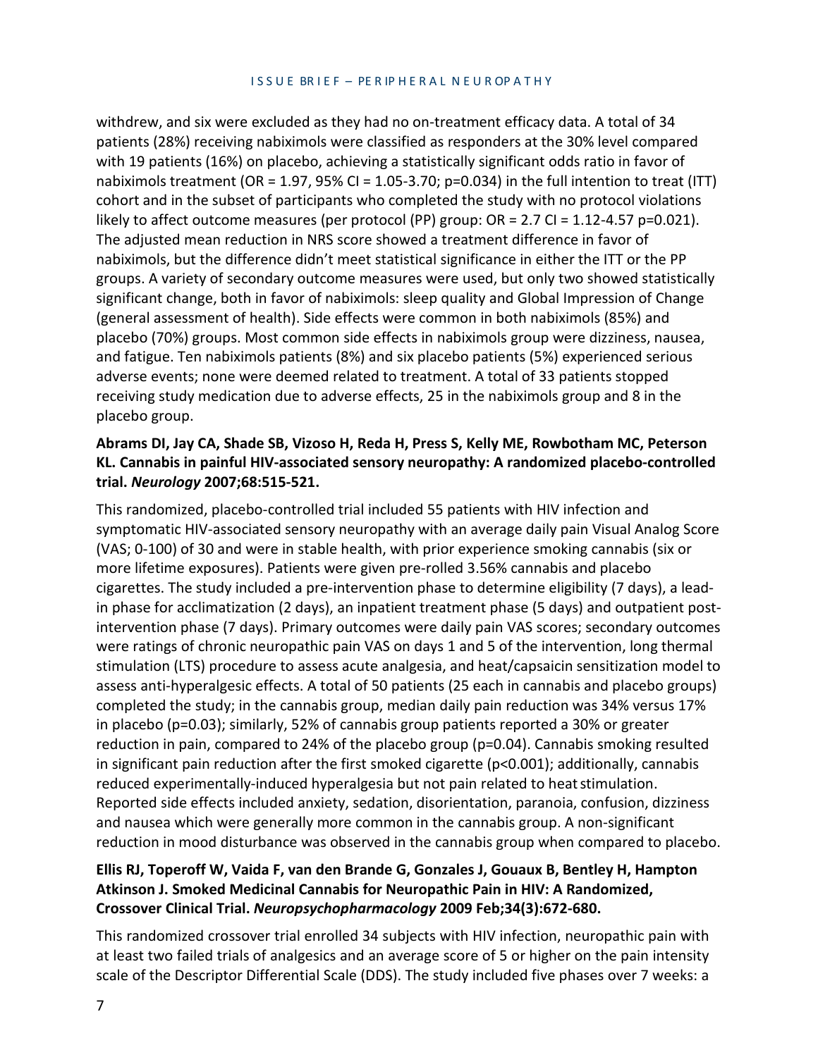withdrew, and six were excluded as they had no on-treatment efficacy data. A total of 34 patients (28%) receiving nabiximols were classified as responders at the 30% level compared with 19 patients (16%) on placebo, achieving a statistically significant odds ratio in favor of nabiximols treatment (OR = 1.97, 95% CI = 1.05-3.70; p=0.034) in the full intention to treat (ITT) cohort and in the subset of participants who completed the study with no protocol violations likely to affect outcome measures (per protocol (PP) group: OR = 2.7 CI = 1.12-4.57 p=0.021). The adjusted mean reduction in NRS score showed a treatment difference in favor of nabiximols, but the difference didn't meet statistical significance in either the ITT or the PP groups. A variety of secondary outcome measures were used, but only two showed statistically significant change, both in favor of nabiximols: sleep quality and Global Impression of Change (general assessment of health). Side effects were common in both nabiximols (85%) and placebo (70%) groups. Most common side effects in nabiximols group were dizziness, nausea, and fatigue. Ten nabiximols patients (8%) and six placebo patients (5%) experienced serious adverse events; none were deemed related to treatment. A total of 33 patients stopped receiving study medication due to adverse effects, 25 in the nabiximols group and 8 in the placebo group.

**Abrams DI, Jay CA, Shade SB, Vizoso H, Reda H, Press S, Kelly ME, Rowbotham MC, Peterson KL. Cannabis in painful HIV-associated sensory neuropathy: A randomized placebo-controlled trial. *Neurology* 2007;68:515-521.**

This randomized, placebo-controlled trial included 55 patients with HIV infection and symptomatic HIV-associated sensory neuropathy with an average daily pain Visual Analog Score (VAS; 0-100) of 30 and were in stable health, with prior experience smoking cannabis (six or more lifetime exposures). Patients were given pre-rolled 3.56% cannabis and placebo cigarettes. The study included a pre-intervention phase to determine eligibility (7 days), a lead-in phase for acclimatization (2 days), an inpatient treatment phase (5 days) and outpatient post-intervention phase (7 days). Primary outcomes were daily pain VAS scores; secondary outcomes were ratings of chronic neuropathic pain VAS on days 1 and 5 of the intervention, long thermal stimulation (LTS) procedure to assess acute analgesia, and heat/capsaicin sensitization model to assess anti-hyperalgesic effects. A total of 50 patients (25 each in cannabis and placebo groups) completed the study; in the cannabis group, median daily pain reduction was 34% versus 17% in placebo (p=0.03); similarly, 52% of cannabis group patients reported a 30% or greater reduction in pain, compared to 24% of the placebo group (p=0.04). Cannabis smoking resulted in significant pain reduction after the first smoked cigarette (p<0.001); additionally, cannabis reduced experimentally-induced hyperalgesia but not pain related to heat stimulation. Reported side effects included anxiety, sedation, disorientation, paranoia, confusion, dizziness and nausea which were generally more common in the cannabis group. A non-significant reduction in mood disturbance was observed in the cannabis group when compared to placebo.

**Ellis RJ, Toperoff W, Vaida F, van den Brande G, Gonzales J, Gouaux B, Bentley H, Hampton Atkinson J. Smoked Medicinal Cannabis for Neuropathic Pain in HIV: A Randomized, Crossover Clinical Trial. *Neuropsychopharmacology* 2009 Feb;34(3):672-680.**

This randomized crossover trial enrolled 34 subjects with HIV infection, neuropathic pain with at least two failed trials of analgesics and an average score of 5 or higher on the pain intensity scale of the Descriptor Differential Scale (DDS). The study included five phases over 7 weeks: a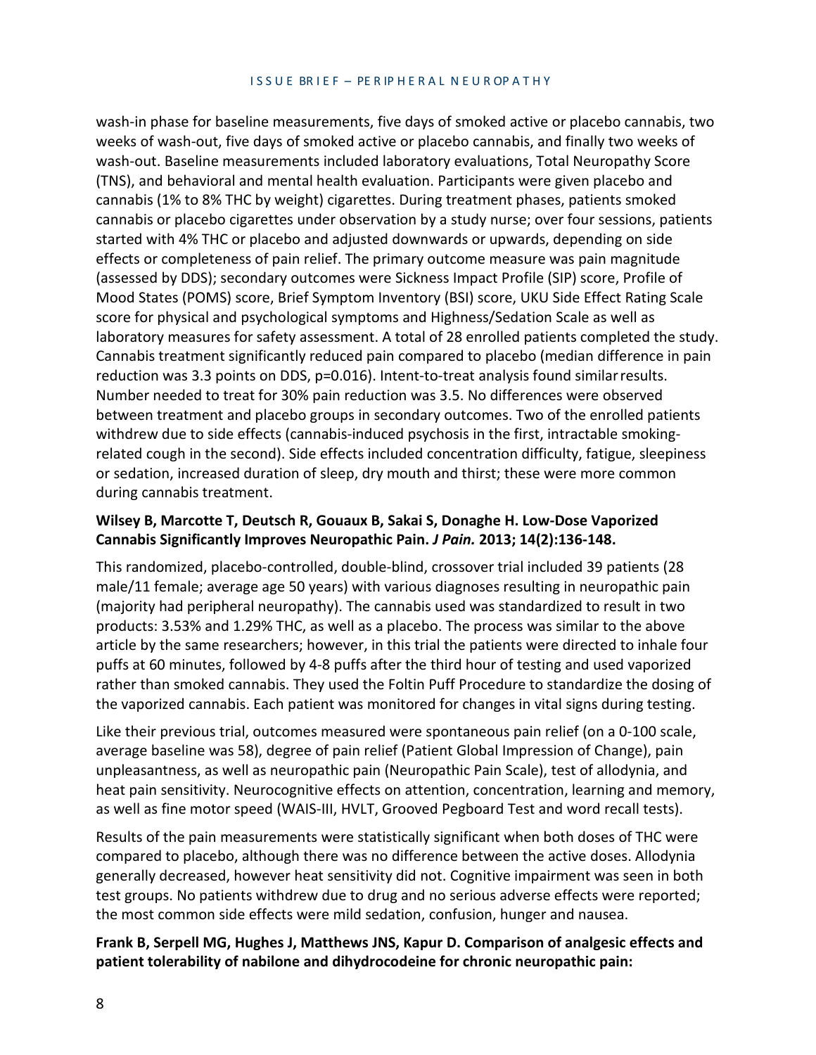wash-in phase for baseline measurements, five days of smoked active or placebo cannabis, two weeks of wash-out, five days of smoked active or placebo cannabis, and finally two weeks of wash-out. Baseline measurements included laboratory evaluations, Total Neuropathy Score (TNS), and behavioral and mental health evaluation. Participants were given placebo and cannabis (1% to 8% THC by weight) cigarettes. During treatment phases, patients smoked cannabis or placebo cigarettes under observation by a study nurse; over four sessions, patients started with 4% THC or placebo and adjusted downwards or upwards, depending on side effects or completeness of pain relief. The primary outcome measure was pain magnitude (assessed by DDS); secondary outcomes were Sickness Impact Profile (SIP) score, Profile of Mood States (POMS) score, Brief Symptom Inventory (BSI) score, UKU Side Effect Rating Scale score for physical and psychological symptoms and Highness/Sedation Scale as well as laboratory measures for safety assessment. A total of 28 enrolled patients completed the study. Cannabis treatment significantly reduced pain compared to placebo (median difference in pain reduction was 3.3 points on DDS, p=0.016). Intent-to-treat analysis found similar results. Number needed to treat for 30% pain reduction was 3.5. No differences were observed between treatment and placebo groups in secondary outcomes. Two of the enrolled patients withdrew due to side effects (cannabis-induced psychosis in the first, intractable smoking-related cough in the second). Side effects included concentration difficulty, fatigue, sleepiness or sedation, increased duration of sleep, dry mouth and thirst; these were more common during cannabis treatment.

**Wilsey B, Marcotte T, Deutsch R, Gouaux B, Sakai S, Donaghe H. Low-Dose Vaporized Cannabis Significantly Improves Neuropathic Pain. *J Pain.* 2013; 14(2):136-148.**

This randomized, placebo-controlled, double-blind, crossover trial included 39 patients (28 male/11 female; average age 50 years) with various diagnoses resulting in neuropathic pain (majority had peripheral neuropathy). The cannabis used was standardized to result in two products: 3.53% and 1.29% THC, as well as a placebo. The process was similar to the above article by the same researchers; however, in this trial the patients were directed to inhale four puffs at 60 minutes, followed by 4-8 puffs after the third hour of testing and used vaporized rather than smoked cannabis. They used the Foltin Puff Procedure to standardize the dosing of the vaporized cannabis. Each patient was monitored for changes in vital signs during testing.

Like their previous trial, outcomes measured were spontaneous pain relief (on a 0-100 scale, average baseline was 58), degree of pain relief (Patient Global Impression of Change), pain unpleasantness, as well as neuropathic pain (Neuropathic Pain Scale), test of allodynia, and heat pain sensitivity. Neurocognitive effects on attention, concentration, learning and memory, as well as fine motor speed (WAIS-III, HVLT, Grooved Pegboard Test and word recall tests).

Results of the pain measurements were statistically significant when both doses of THC were compared to placebo, although there was no difference between the active doses. Allodynia generally decreased, however heat sensitivity did not. Cognitive impairment was seen in both test groups. No patients withdrew due to drug and no serious adverse effects were reported; the most common side effects were mild sedation, confusion, hunger and nausea.

**Frank B, Serpell MG, Hughes J, Matthews JNS, Kapur D. Comparison of analgesic effects and patient tolerability of nabilone and dihydrocodeine for chronic neuropathic pain:**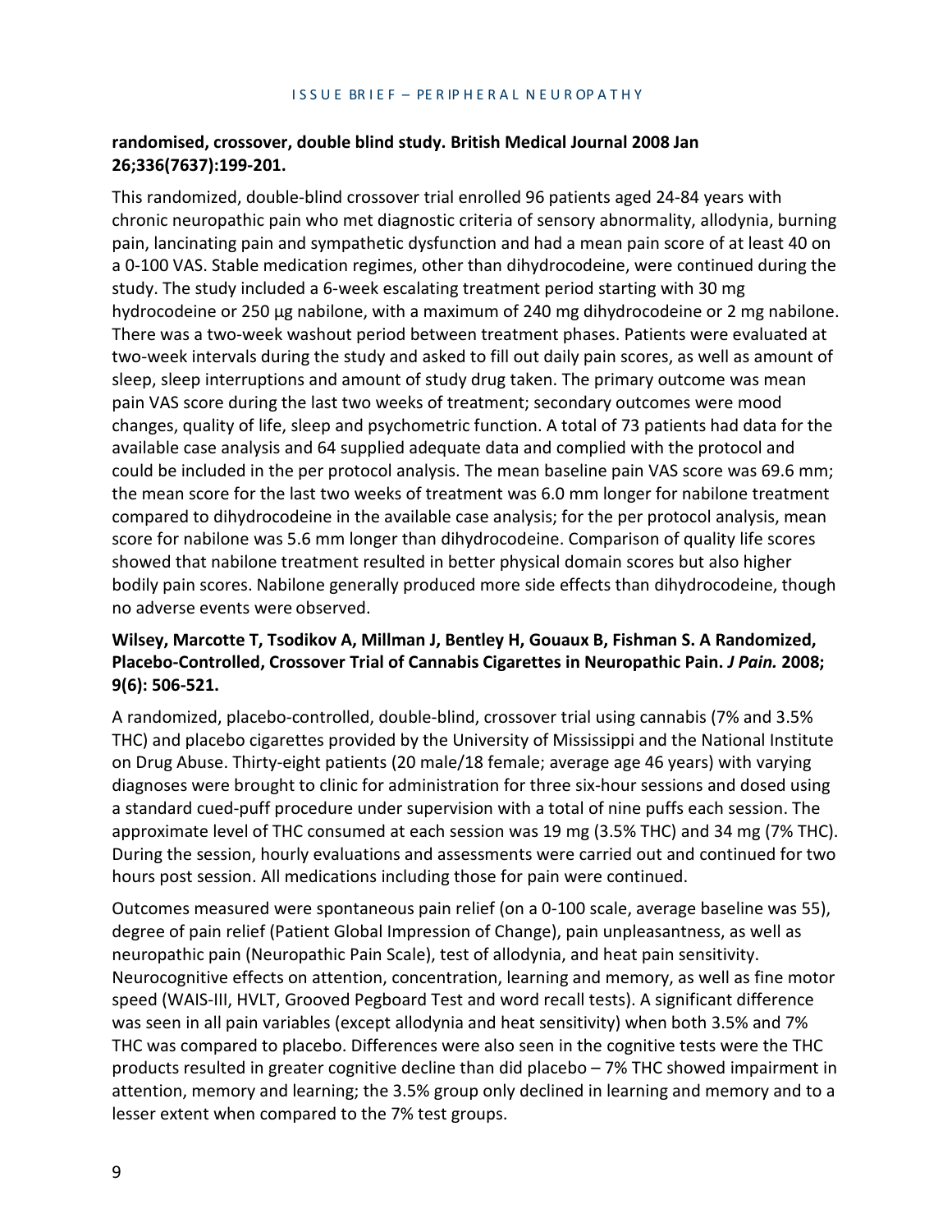**randomised, crossover, double blind study. British Medical Journal 2008 Jan 26;336(7637):199-201.**

This randomized, double-blind crossover trial enrolled 96 patients aged 24-84 years with chronic neuropathic pain who met diagnostic criteria of sensory abnormality, allodynia, burning pain, lancinating pain and sympathetic dysfunction and had a mean pain score of at least 40 on a 0-100 VAS. Stable medication regimes, other than dihydrocodeine, were continued during the study. The study included a 6-week escalating treatment period starting with 30 mg hydrocodeine or 250 µg nabilone, with a maximum of 240 mg dihydrocodeine or 2 mg nabilone. There was a two-week washout period between treatment phases. Patients were evaluated at two-week intervals during the study and asked to fill out daily pain scores, as well as amount of sleep, sleep interruptions and amount of study drug taken. The primary outcome was mean pain VAS score during the last two weeks of treatment; secondary outcomes were mood changes, quality of life, sleep and psychometric function. A total of 73 patients had data for the available case analysis and 64 supplied adequate data and complied with the protocol and could be included in the per protocol analysis. The mean baseline pain VAS score was 69.6 mm; the mean score for the last two weeks of treatment was 6.0 mm longer for nabilone treatment compared to dihydrocodeine in the available case analysis; for the per protocol analysis, mean score for nabilone was 5.6 mm longer than dihydrocodeine. Comparison of quality life scores showed that nabilone treatment resulted in better physical domain scores but also higher bodily pain scores. Nabilone generally produced more side effects than dihydrocodeine, though no adverse events were observed.

**Wilsey, Marcotte T, Tsodikov A, Millman J, Bentley H, Gouaux B, Fishman S. A Randomized, Placebo-Controlled, Crossover Trial of Cannabis Cigarettes in Neuropathic Pain. *J Pain.* 2008; 9(6): 506-521.**

A randomized, placebo-controlled, double-blind, crossover trial using cannabis (7% and 3.5% THC) and placebo cigarettes provided by the University of Mississippi and the National Institute on Drug Abuse. Thirty-eight patients (20 male/18 female; average age 46 years) with varying diagnoses were brought to clinic for administration for three six-hour sessions and dosed using a standard cued-puff procedure under supervision with a total of nine puffs each session. The approximate level of THC consumed at each session was 19 mg (3.5% THC) and 34 mg (7% THC). During the session, hourly evaluations and assessments were carried out and continued for two hours post session. All medications including those for pain were continued.

Outcomes measured were spontaneous pain relief (on a 0-100 scale, average baseline was 55), degree of pain relief (Patient Global Impression of Change), pain unpleasantness, as well as neuropathic pain (Neuropathic Pain Scale), test of allodynia, and heat pain sensitivity. Neurocognitive effects on attention, concentration, learning and memory, as well as fine motor speed (WAIS-III, HVLT, Grooved Pegboard Test and word recall tests). A significant difference was seen in all pain variables (except allodynia and heat sensitivity) when both 3.5% and 7% THC was compared to placebo. Differences were also seen in the cognitive tests were the THC products resulted in greater cognitive decline than did placebo – 7% THC showed impairment in attention, memory and learning; the 3.5% group only declined in learning and memory and to a lesser extent when compared to the 7% test groups.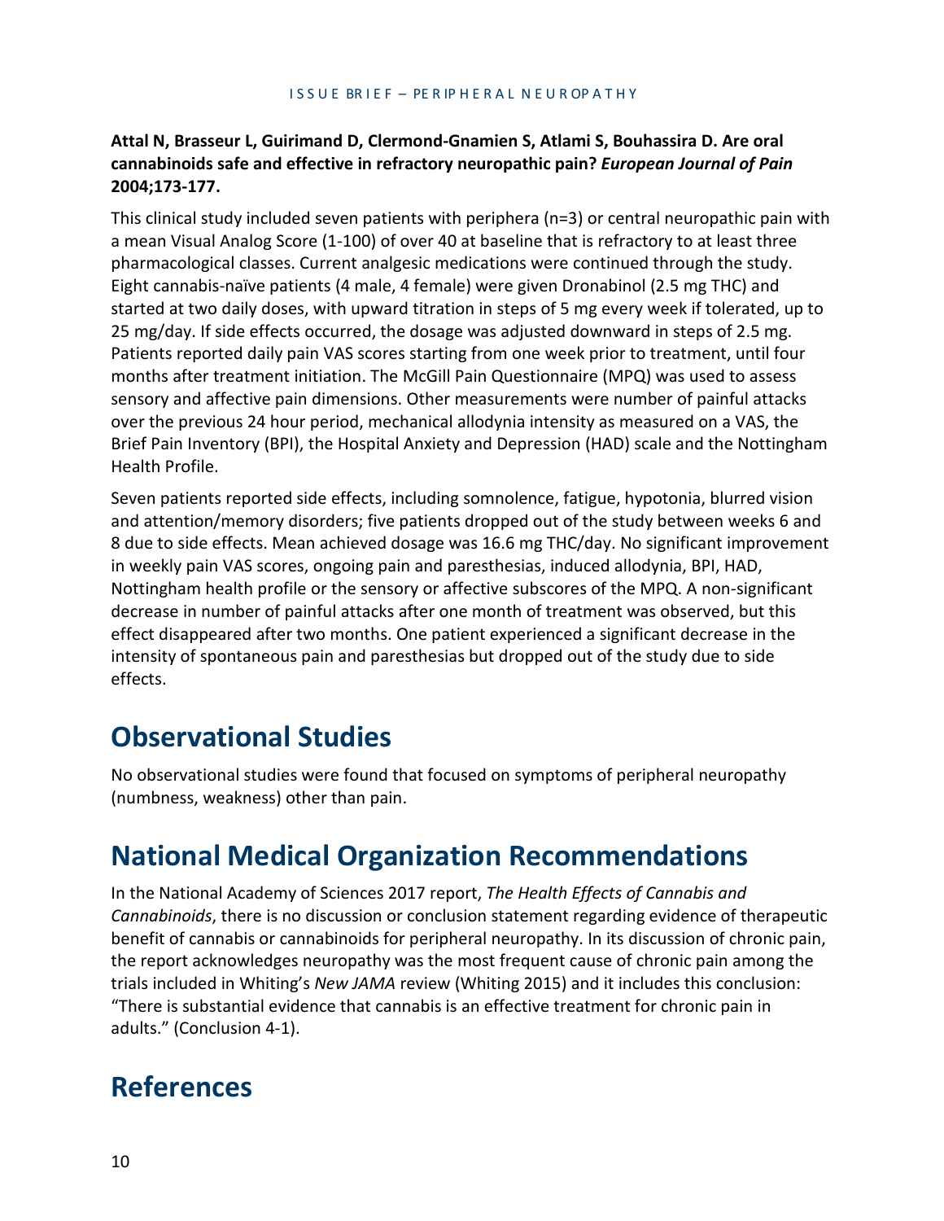**Attal N, Brasseur L, Guirimand D, Clermond-Gnamien S, Atlami S, Bouhassira D. Are oral cannabinoids safe and effective in refractory neuropathic pain? *European Journal of Pain* 2004;173-177.**

This clinical study included seven patients with periphera (n=3) or central neuropathic pain with a mean Visual Analog Score (1-100) of over 40 at baseline that is refractory to at least three pharmacological classes. Current analgesic medications were continued through the study. Eight cannabis-naïve patients (4 male, 4 female) were given Dronabinol (2.5 mg THC) and started at two daily doses, with upward titration in steps of 5 mg every week if tolerated, up to 25 mg/day. If side effects occurred, the dosage was adjusted downward in steps of 2.5 mg. Patients reported daily pain VAS scores starting from one week prior to treatment, until four months after treatment initiation. The McGill Pain Questionnaire (MPQ) was used to assess sensory and affective pain dimensions. Other measurements were number of painful attacks over the previous 24 hour period, mechanical allodynia intensity as measured on a VAS, the Brief Pain Inventory (BPI), the Hospital Anxiety and Depression (HAD) scale and the Nottingham Health Profile.

Seven patients reported side effects, including somnolence, fatigue, hypotonia, blurred vision and attention/memory disorders; five patients dropped out of the study between weeks 6 and 8 due to side effects. Mean achieved dosage was 16.6 mg THC/day. No significant improvement in weekly pain VAS scores, ongoing pain and paresthesias, induced allodynia, BPI, HAD, Nottingham health profile or the sensory or affective subscores of the MPQ. A non-significant decrease in number of painful attacks after one month of treatment was observed, but this effect disappeared after two months. One patient experienced a significant decrease in the intensity of spontaneous pain and paresthesias but dropped out of the study due to side effects.

# Observational Studies

No observational studies were found that focused on symptoms of peripheral neuropathy (numbness, weakness) other than pain.

# National Medical Organization Recommendations

In the National Academy of Sciences 2017 report, *The Health Effects of Cannabis and Cannabinoids*, there is no discussion or conclusion statement regarding evidence of therapeutic benefit of cannabis or cannabinoids for peripheral neuropathy. In its discussion of chronic pain, the report acknowledges neuropathy was the most frequent cause of chronic pain among the trials included in Whiting's *New JAMA* review (Whiting 2015) and it includes this conclusion: "There is substantial evidence that cannabis is an effective treatment for chronic pain in adults." (Conclusion 4-1).

# References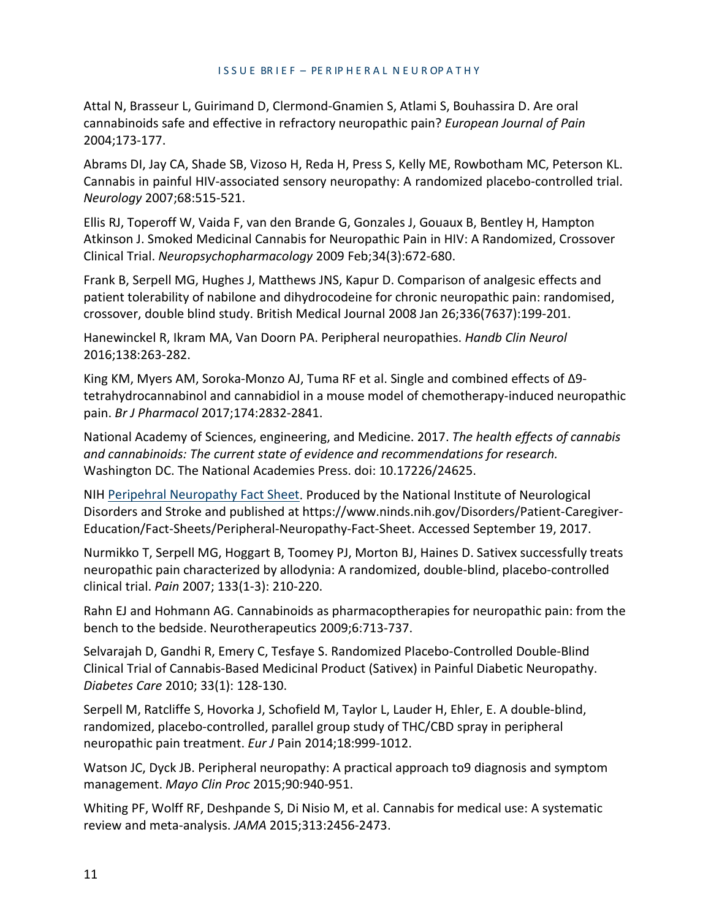Attal N, Brasseur L, Guirimand D, Clermond-Gnamien S, Atlami S, Bouhassira D. Are oral cannabinoids safe and effective in refractory neuropathic pain? *European Journal of Pain* 2004;173-177.

Abrams DI, Jay CA, Shade SB, Vizoso H, Reda H, Press S, Kelly ME, Rowbotham MC, Peterson KL. Cannabis in painful HIV-associated sensory neuropathy: A randomized placebo-controlled trial. *Neurology* 2007;68:515-521.

Ellis RJ, Toperoff W, Vaida F, van den Brande G, Gonzales J, Gouaux B, Bentley H, Hampton Atkinson J. Smoked Medicinal Cannabis for Neuropathic Pain in HIV: A Randomized, Crossover Clinical Trial. *Neuropsychopharmacology* 2009 Feb;34(3):672-680.

Frank B, Serpell MG, Hughes J, Matthews JNS, Kapur D. Comparison of analgesic effects and patient tolerability of nabilone and dihydrocodeine for chronic neuropathic pain: randomised, crossover, double blind study. British Medical Journal 2008 Jan 26;336(7637):199-201.

Hanewinckel R, Ikram MA, Van Doorn PA. Peripheral neuropathies. *Handb Clin Neurol* 2016;138:263-282.

King KM, Myers AM, Soroka-Monzo AJ, Tuma RF et al. Single and combined effects of Δ9-tetrahydrocannabinol and cannabidiol in a mouse model of chemotherapy-induced neuropathic pain. *Br J Pharmacol* 2017;174:2832-2841.

National Academy of Sciences, engineering, and Medicine. 2017. *The health effects of cannabis and cannabinoids: The current state of evidence and recommendations for research.* Washington DC. The National Academies Press. doi: 10.17226/24625.

NIH Peripehral Neuropathy Fact Sheet. Produced by the National Institute of Neurological Disorders and Stroke and published at https://www.ninds.nih.gov/Disorders/Patient-Caregiver-Education/Fact-Sheets/Peripheral-Neuropathy-Fact-Sheet. Accessed September 19, 2017.

Nurmikko T, Serpell MG, Hoggart B, Toomey PJ, Morton BJ, Haines D. Sativex successfully treats neuropathic pain characterized by allodynia: A randomized, double-blind, placebo-controlled clinical trial. *Pain* 2007; 133(1-3): 210-220.

Rahn EJ and Hohmann AG. Cannabinoids as pharmacoptherapies for neuropathic pain: from the bench to the bedside. Neurotherapeutics 2009;6:713-737.

Selvarajah D, Gandhi R, Emery C, Tesfaye S. Randomized Placebo-Controlled Double-Blind Clinical Trial of Cannabis-Based Medicinal Product (Sativex) in Painful Diabetic Neuropathy. *Diabetes Care* 2010; 33(1): 128-130.

Serpell M, Ratcliffe S, Hovorka J, Schofield M, Taylor L, Lauder H, Ehler, E. A double-blind, randomized, placebo-controlled, parallel group study of THC/CBD spray in peripheral neuropathic pain treatment. *Eur J* Pain 2014;18:999-1012.

Watson JC, Dyck JB. Peripheral neuropathy: A practical approach to9 diagnosis and symptom management. *Mayo Clin Proc* 2015;90:940-951.

Whiting PF, Wolff RF, Deshpande S, Di Nisio M, et al. Cannabis for medical use: A systematic review and meta-analysis. *JAMA* 2015;313:2456-2473.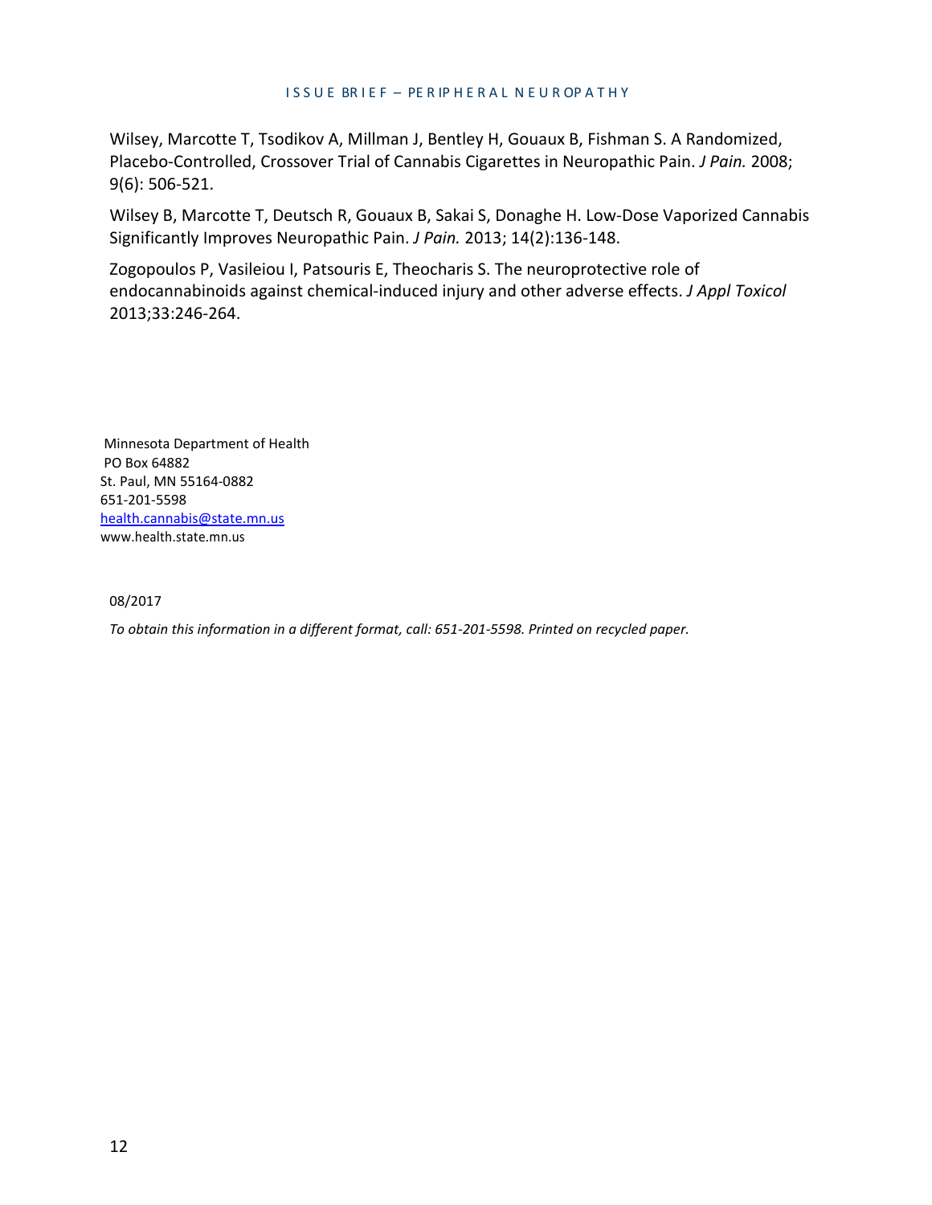Wilsey, Marcotte T, Tsodikov A, Millman J, Bentley H, Gouaux B, Fishman S. A Randomized, Placebo-Controlled, Crossover Trial of Cannabis Cigarettes in Neuropathic Pain. *J Pain.* 2008; 9(6): 506-521.

Wilsey B, Marcotte T, Deutsch R, Gouaux B, Sakai S, Donaghe H. Low-Dose Vaporized Cannabis Significantly Improves Neuropathic Pain. *J Pain.* 2013; 14(2):136-148.

Zogopoulos P, Vasileiou I, Patsouris E, Theocharis S. The neuroprotective role of endocannabinoids against chemical-induced injury and other adverse effects. *J Appl Toxicol* 2013;33:246-264.

Minnesota Department of Health
PO Box 64882
St. Paul, MN 55164-0882
651-201-5598
health.cannabis@state.mn.us
www.health.state.mn.us

08/2017

*To obtain this information in a different format, call: 651-201-5598. Printed on recycled paper.*